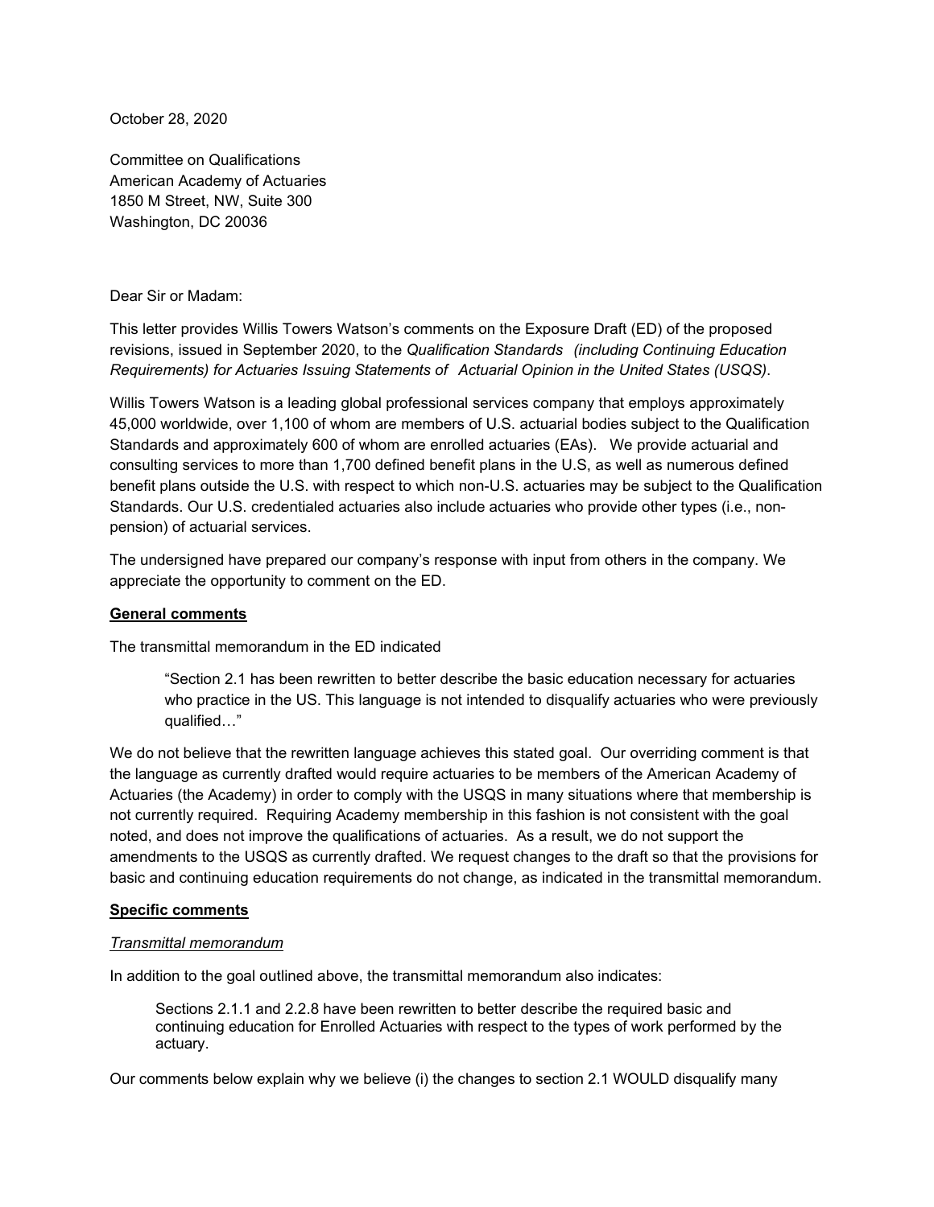October 28, 2020

Committee on Qualifications
American Academy of Actuaries
1850 M Street, NW, Suite 300
Washington, DC 20036

Dear Sir or Madam:

This letter provides Willis Towers Watson's comments on the Exposure Draft (ED) of the proposed revisions, issued in September 2020, to the *Qualification Standards (including Continuing Education Requirements) for Actuaries Issuing Statements of Actuarial Opinion in the United States (USQS)*.

Willis Towers Watson is a leading global professional services company that employs approximately 45,000 worldwide, over 1,100 of whom are members of U.S. actuarial bodies subject to the Qualification Standards and approximately 600 of whom are enrolled actuaries (EAs). We provide actuarial and consulting services to more than 1,700 defined benefit plans in the U.S, as well as numerous defined benefit plans outside the U.S. with respect to which non-U.S. actuaries may be subject to the Qualification Standards. Our U.S. credentialed actuaries also include actuaries who provide other types (i.e., non-pension) of actuarial services.

The undersigned have prepared our company's response with input from others in the company. We appreciate the opportunity to comment on the ED.

**General comments**

The transmittal memorandum in the ED indicated

> "Section 2.1 has been rewritten to better describe the basic education necessary for actuaries who practice in the US. This language is not intended to disqualify actuaries who were previously qualified…"

We do not believe that the rewritten language achieves this stated goal. Our overriding comment is that the language as currently drafted would require actuaries to be members of the American Academy of Actuaries (the Academy) in order to comply with the USQS in many situations where that membership is not currently required. Requiring Academy membership in this fashion is not consistent with the goal noted, and does not improve the qualifications of actuaries. As a result, we do not support the amendments to the USQS as currently drafted. We request changes to the draft so that the provisions for basic and continuing education requirements do not change, as indicated in the transmittal memorandum.

**Specific comments**

*Transmittal memorandum*

In addition to the goal outlined above, the transmittal memorandum also indicates:

> Sections 2.1.1 and 2.2.8 have been rewritten to better describe the required basic and continuing education for Enrolled Actuaries with respect to the types of work performed by the actuary.

Our comments below explain why we believe (i) the changes to section 2.1 WOULD disqualify many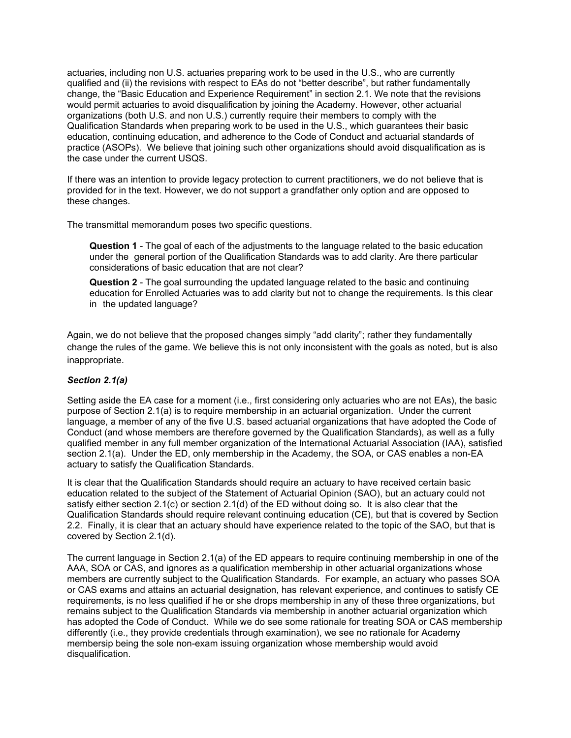actuaries, including non U.S. actuaries preparing work to be used in the U.S., who are currently qualified and (ii) the revisions with respect to EAs do not "better describe", but rather fundamentally change, the "Basic Education and Experience Requirement" in section 2.1. We note that the revisions would permit actuaries to avoid disqualification by joining the Academy. However, other actuarial organizations (both U.S. and non U.S.) currently require their members to comply with the Qualification Standards when preparing work to be used in the U.S., which guarantees their basic education, continuing education, and adherence to the Code of Conduct and actuarial standards of practice (ASOPs). We believe that joining such other organizations should avoid disqualification as is the case under the current USQS.

If there was an intention to provide legacy protection to current practitioners, we do not believe that is provided for in the text. However, we do not support a grandfather only option and are opposed to these changes.

The transmittal memorandum poses two specific questions.

> **Question 1** - The goal of each of the adjustments to the language related to the basic education under the general portion of the Qualification Standards was to add clarity. Are there particular considerations of basic education that are not clear?
>
> **Question 2** - The goal surrounding the updated language related to the basic and continuing education for Enrolled Actuaries was to add clarity but not to change the requirements. Is this clear in the updated language?

Again, we do not believe that the proposed changes simply "add clarity"; rather they fundamentally change the rules of the game. We believe this is not only inconsistent with the goals as noted, but is also inappropriate.

***Section 2.1(a)***

Setting aside the EA case for a moment (i.e., first considering only actuaries who are not EAs), the basic purpose of Section 2.1(a) is to require membership in an actuarial organization. Under the current language, a member of any of the five U.S. based actuarial organizations that have adopted the Code of Conduct (and whose members are therefore governed by the Qualification Standards), as well as a fully qualified member in any full member organization of the International Actuarial Association (IAA), satisfied section 2.1(a). Under the ED, only membership in the Academy, the SOA, or CAS enables a non-EA actuary to satisfy the Qualification Standards.

It is clear that the Qualification Standards should require an actuary to have received certain basic education related to the subject of the Statement of Actuarial Opinion (SAO), but an actuary could not satisfy either section 2.1(c) or section 2.1(d) of the ED without doing so. It is also clear that the Qualification Standards should require relevant continuing education (CE), but that is covered by Section 2.2. Finally, it is clear that an actuary should have experience related to the topic of the SAO, but that is covered by Section 2.1(d).

The current language in Section 2.1(a) of the ED appears to require continuing membership in one of the AAA, SOA or CAS, and ignores as a qualification membership in other actuarial organizations whose members are currently subject to the Qualification Standards. For example, an actuary who passes SOA or CAS exams and attains an actuarial designation, has relevant experience, and continues to satisfy CE requirements, is no less qualified if he or she drops membership in any of these three organizations, but remains subject to the Qualification Standards via membership in another actuarial organization which has adopted the Code of Conduct. While we do see some rationale for treating SOA or CAS membership differently (i.e., they provide credentials through examination), we see no rationale for Academy membersip being the sole non-exam issuing organization whose membership would avoid disqualification.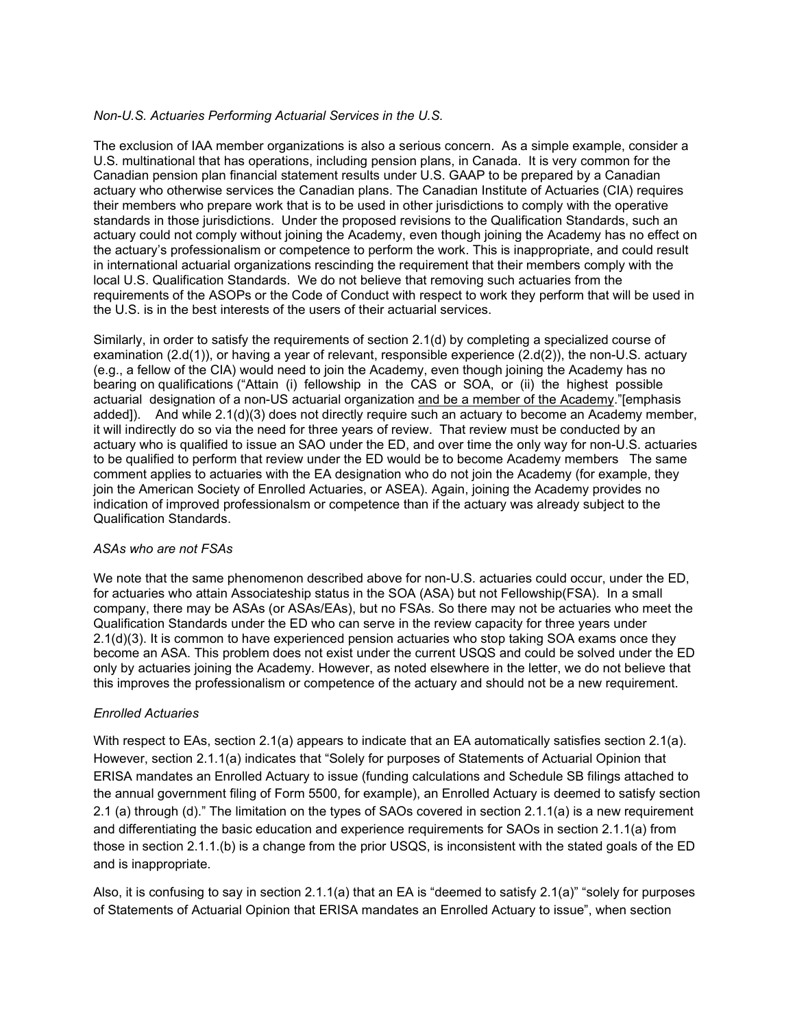*Non-U.S. Actuaries Performing Actuarial Services in the U.S.*

The exclusion of IAA member organizations is also a serious concern. As a simple example, consider a U.S. multinational that has operations, including pension plans, in Canada. It is very common for the Canadian pension plan financial statement results under U.S. GAAP to be prepared by a Canadian actuary who otherwise services the Canadian plans. The Canadian Institute of Actuaries (CIA) requires their members who prepare work that is to be used in other jurisdictions to comply with the operative standards in those jurisdictions. Under the proposed revisions to the Qualification Standards, such an actuary could not comply without joining the Academy, even though joining the Academy has no effect on the actuary's professionalism or competence to perform the work. This is inappropriate, and could result in international actuarial organizations rescinding the requirement that their members comply with the local U.S. Qualification Standards. We do not believe that removing such actuaries from the requirements of the ASOPs or the Code of Conduct with respect to work they perform that will be used in the U.S. is in the best interests of the users of their actuarial services.

Similarly, in order to satisfy the requirements of section 2.1(d) by completing a specialized course of examination (2.d(1)), or having a year of relevant, responsible experience (2.d(2)), the non-U.S. actuary (e.g., a fellow of the CIA) would need to join the Academy, even though joining the Academy has no bearing on qualifications ("Attain (i) fellowship in the CAS or SOA, or (ii) the highest possible actuarial designation of a non-US actuarial organization <u>and be a member of the Academy</u>."[emphasis added]). And while 2.1(d)(3) does not directly require such an actuary to become an Academy member, it will indirectly do so via the need for three years of review. That review must be conducted by an actuary who is qualified to issue an SAO under the ED, and over time the only way for non-U.S. actuaries to be qualified to perform that review under the ED would be to become Academy members The same comment applies to actuaries with the EA designation who do not join the Academy (for example, they join the American Society of Enrolled Actuaries, or ASEA). Again, joining the Academy provides no indication of improved professionalsm or competence than if the actuary was already subject to the Qualification Standards.

*ASAs who are not FSAs*

We note that the same phenomenon described above for non-U.S. actuaries could occur, under the ED, for actuaries who attain Associateship status in the SOA (ASA) but not Fellowship(FSA). In a small company, there may be ASAs (or ASAs/EAs), but no FSAs. So there may not be actuaries who meet the Qualification Standards under the ED who can serve in the review capacity for three years under 2.1(d)(3). It is common to have experienced pension actuaries who stop taking SOA exams once they become an ASA. This problem does not exist under the current USQS and could be solved under the ED only by actuaries joining the Academy. However, as noted elsewhere in the letter, we do not believe that this improves the professionalism or competence of the actuary and should not be a new requirement.

*Enrolled Actuaries*

With respect to EAs, section 2.1(a) appears to indicate that an EA automatically satisfies section 2.1(a). However, section 2.1.1(a) indicates that "Solely for purposes of Statements of Actuarial Opinion that ERISA mandates an Enrolled Actuary to issue (funding calculations and Schedule SB filings attached to the annual government filing of Form 5500, for example), an Enrolled Actuary is deemed to satisfy section 2.1 (a) through (d)." The limitation on the types of SAOs covered in section 2.1.1(a) is a new requirement and differentiating the basic education and experience requirements for SAOs in section 2.1.1(a) from those in section 2.1.1.(b) is a change from the prior USQS, is inconsistent with the stated goals of the ED and is inappropriate.

Also, it is confusing to say in section 2.1.1(a) that an EA is "deemed to satisfy 2.1(a)" "solely for purposes of Statements of Actuarial Opinion that ERISA mandates an Enrolled Actuary to issue", when section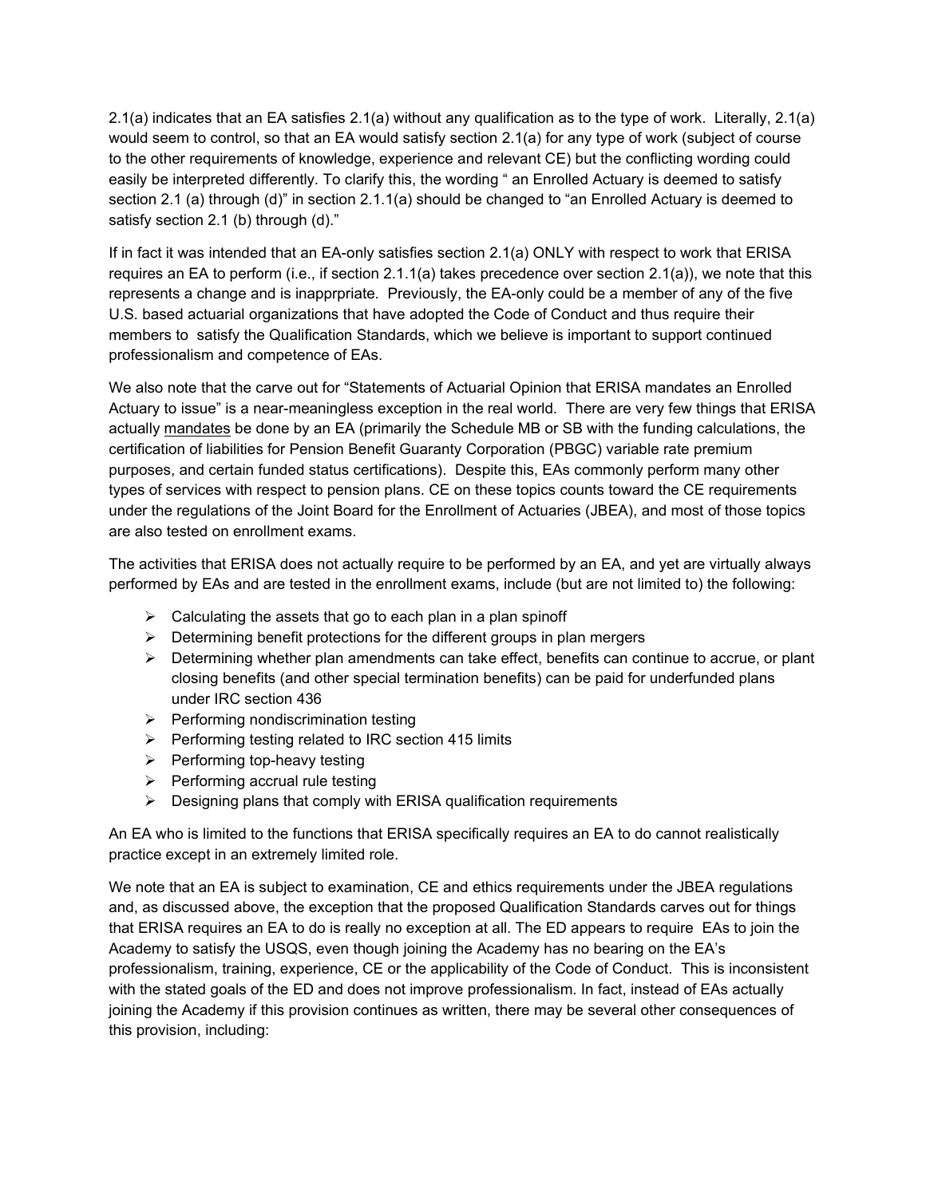2.1(a) indicates that an EA satisfies 2.1(a) without any qualification as to the type of work. Literally, 2.1(a) would seem to control, so that an EA would satisfy section 2.1(a) for any type of work (subject of course to the other requirements of knowledge, experience and relevant CE) but the conflicting wording could easily be interpreted differently. To clarify this, the wording " an Enrolled Actuary is deemed to satisfy section 2.1 (a) through (d)" in section 2.1.1(a) should be changed to "an Enrolled Actuary is deemed to satisfy section 2.1 (b) through (d)."

If in fact it was intended that an EA-only satisfies section 2.1(a) ONLY with respect to work that ERISA requires an EA to perform (i.e., if section 2.1.1(a) takes precedence over section 2.1(a)), we note that this represents a change and is inapprpriate. Previously, the EA-only could be a member of any of the five U.S. based actuarial organizations that have adopted the Code of Conduct and thus require their members to satisfy the Qualification Standards, which we believe is important to support continued professionalism and competence of EAs.

We also note that the carve out for "Statements of Actuarial Opinion that ERISA mandates an Enrolled Actuary to issue" is a near-meaningless exception in the real world. There are very few things that ERISA actually mandates be done by an EA (primarily the Schedule MB or SB with the funding calculations, the certification of liabilities for Pension Benefit Guaranty Corporation (PBGC) variable rate premium purposes, and certain funded status certifications). Despite this, EAs commonly perform many other types of services with respect to pension plans. CE on these topics counts toward the CE requirements under the regulations of the Joint Board for the Enrollment of Actuaries (JBEA), and most of those topics are also tested on enrollment exams.

The activities that ERISA does not actually require to be performed by an EA, and yet are virtually always performed by EAs and are tested in the enrollment exams, include (but are not limited to) the following:

- Calculating the assets that go to each plan in a plan spinoff
- Determining benefit protections for the different groups in plan mergers
- Determining whether plan amendments can take effect, benefits can continue to accrue, or plant closing benefits (and other special termination benefits) can be paid for underfunded plans under IRC section 436
- Performing nondiscrimination testing
- Performing testing related to IRC section 415 limits
- Performing top-heavy testing
- Performing accrual rule testing
- Designing plans that comply with ERISA qualification requirements

An EA who is limited to the functions that ERISA specifically requires an EA to do cannot realistically practice except in an extremely limited role.

We note that an EA is subject to examination, CE and ethics requirements under the JBEA regulations and, as discussed above, the exception that the proposed Qualification Standards carves out for things that ERISA requires an EA to do is really no exception at all. The ED appears to require EAs to join the Academy to satisfy the USQS, even though joining the Academy has no bearing on the EA's professionalism, training, experience, CE or the applicability of the Code of Conduct. This is inconsistent with the stated goals of the ED and does not improve professionalism. In fact, instead of EAs actually joining the Academy if this provision continues as written, there may be several other consequences of this provision, including: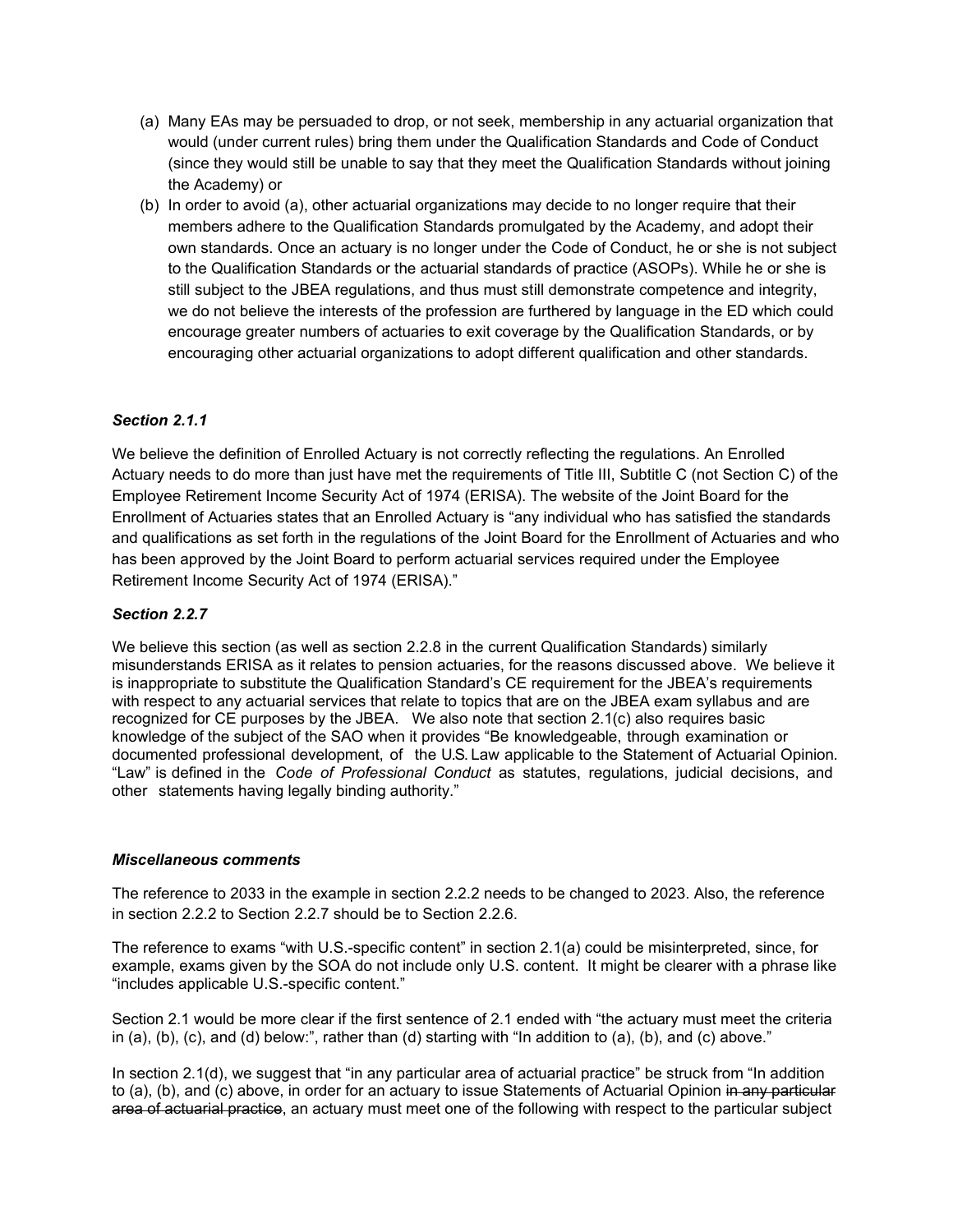(a) Many EAs may be persuaded to drop, or not seek, membership in any actuarial organization that would (under current rules) bring them under the Qualification Standards and Code of Conduct (since they would still be unable to say that they meet the Qualification Standards without joining the Academy) or

(b) In order to avoid (a), other actuarial organizations may decide to no longer require that their members adhere to the Qualification Standards promulgated by the Academy, and adopt their own standards. Once an actuary is no longer under the Code of Conduct, he or she is not subject to the Qualification Standards or the actuarial standards of practice (ASOPs). While he or she is still subject to the JBEA regulations, and thus must still demonstrate competence and integrity, we do not believe the interests of the profession are furthered by language in the ED which could encourage greater numbers of actuaries to exit coverage by the Qualification Standards, or by encouraging other actuarial organizations to adopt different qualification and other standards.

***Section 2.1.1***

We believe the definition of Enrolled Actuary is not correctly reflecting the regulations. An Enrolled Actuary needs to do more than just have met the requirements of Title III, Subtitle C (not Section C) of the Employee Retirement Income Security Act of 1974 (ERISA). The website of the Joint Board for the Enrollment of Actuaries states that an Enrolled Actuary is "any individual who has satisfied the standards and qualifications as set forth in the regulations of the Joint Board for the Enrollment of Actuaries and who has been approved by the Joint Board to perform actuarial services required under the Employee Retirement Income Security Act of 1974 (ERISA)."

***Section 2.2.7***

We believe this section (as well as section 2.2.8 in the current Qualification Standards) similarly misunderstands ERISA as it relates to pension actuaries, for the reasons discussed above. We believe it is inappropriate to substitute the Qualification Standard's CE requirement for the JBEA's requirements with respect to any actuarial services that relate to topics that are on the JBEA exam syllabus and are recognized for CE purposes by the JBEA. We also note that section 2.1(c) also requires basic knowledge of the subject of the SAO when it provides "Be knowledgeable, through examination or documented professional development, of the U.S. Law applicable to the Statement of Actuarial Opinion. "Law" is defined in the *Code of Professional Conduct* as statutes, regulations, judicial decisions, and other statements having legally binding authority."

***Miscellaneous comments***

The reference to 2033 in the example in section 2.2.2 needs to be changed to 2023. Also, the reference in section 2.2.2 to Section 2.2.7 should be to Section 2.2.6.

The reference to exams "with U.S.-specific content" in section 2.1(a) could be misinterpreted, since, for example, exams given by the SOA do not include only U.S. content. It might be clearer with a phrase like "includes applicable U.S.-specific content."

Section 2.1 would be more clear if the first sentence of 2.1 ended with "the actuary must meet the criteria in (a), (b), (c), and (d) below:", rather than (d) starting with "In addition to (a), (b), and (c) above."

In section 2.1(d), we suggest that "in any particular area of actuarial practice" be struck from "In addition to (a), (b), and (c) above, in order for an actuary to issue Statements of Actuarial Opinion ~~in any particular area of actuarial practice~~, an actuary must meet one of the following with respect to the particular subject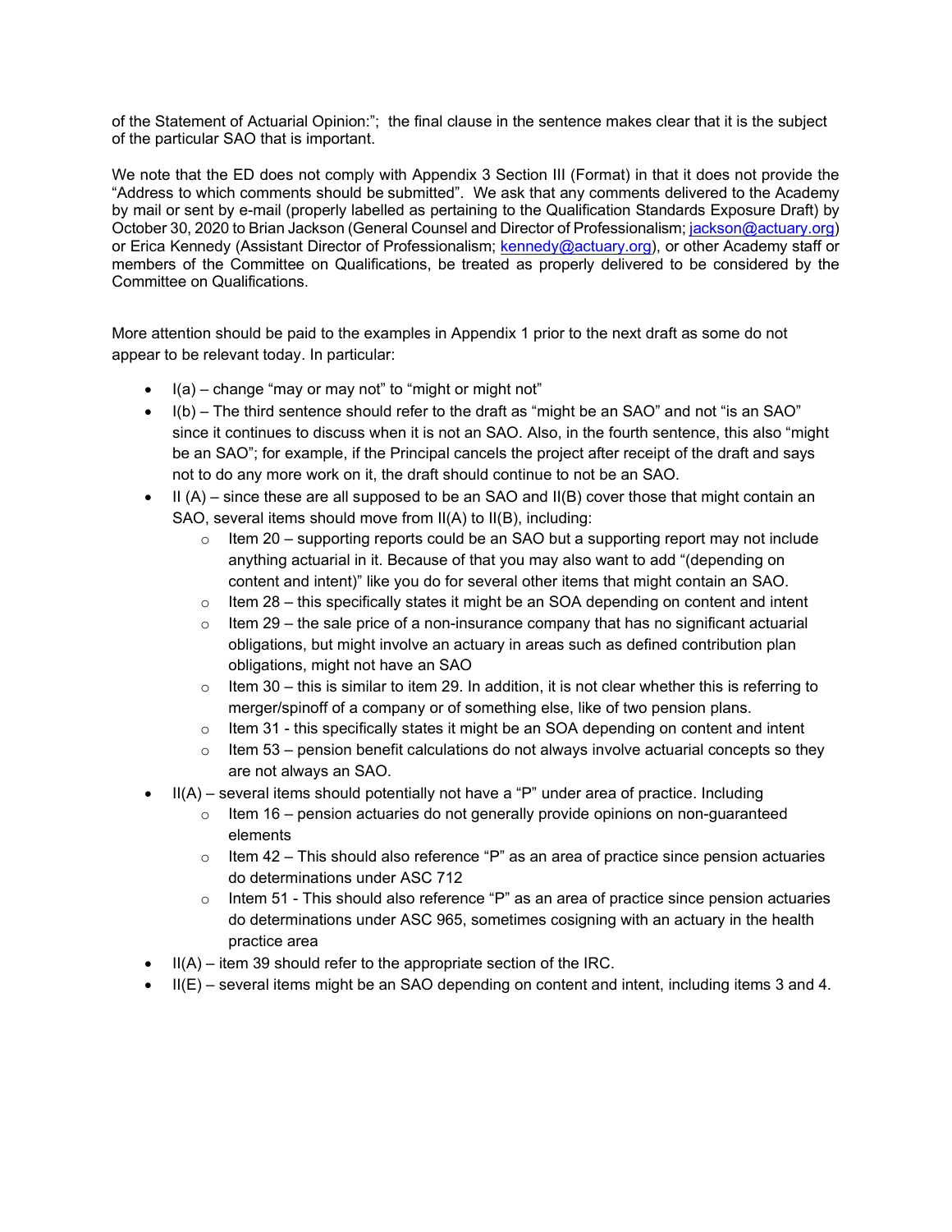of the Statement of Actuarial Opinion:"; the final clause in the sentence makes clear that it is the subject of the particular SAO that is important.

We note that the ED does not comply with Appendix 3 Section III (Format) in that it does not provide the "Address to which comments should be submitted". We ask that any comments delivered to the Academy by mail or sent by e-mail (properly labelled as pertaining to the Qualification Standards Exposure Draft) by October 30, 2020 to Brian Jackson (General Counsel and Director of Professionalism; jackson@actuary.org) or Erica Kennedy (Assistant Director of Professionalism; kennedy@actuary.org), or other Academy staff or members of the Committee on Qualifications, be treated as properly delivered to be considered by the Committee on Qualifications.

More attention should be paid to the examples in Appendix 1 prior to the next draft as some do not appear to be relevant today. In particular:

- I(a) – change "may or may not" to "might or might not"
- I(b) – The third sentence should refer to the draft as "might be an SAO" and not "is an SAO" since it continues to discuss when it is not an SAO. Also, in the fourth sentence, this also "might be an SAO"; for example, if the Principal cancels the project after receipt of the draft and says not to do any more work on it, the draft should continue to not be an SAO.
- II (A) – since these are all supposed to be an SAO and II(B) cover those that might contain an SAO, several items should move from II(A) to II(B), including:
  - Item 20 – supporting reports could be an SAO but a supporting report may not include anything actuarial in it. Because of that you may also want to add "(depending on content and intent)" like you do for several other items that might contain an SAO.
  - Item 28 – this specifically states it might be an SOA depending on content and intent
  - Item 29 – the sale price of a non-insurance company that has no significant actuarial obligations, but might involve an actuary in areas such as defined contribution plan obligations, might not have an SAO
  - Item 30 – this is similar to item 29. In addition, it is not clear whether this is referring to merger/spinoff of a company or of something else, like of two pension plans.
  - Item 31 - this specifically states it might be an SOA depending on content and intent
  - Item 53 – pension benefit calculations do not always involve actuarial concepts so they are not always an SAO.
- II(A) – several items should potentially not have a "P" under area of practice. Including
  - Item 16 – pension actuaries do not generally provide opinions on non-guaranteed elements
  - Item 42 – This should also reference "P" as an area of practice since pension actuaries do determinations under ASC 712
  - Intem 51 - This should also reference "P" as an area of practice since pension actuaries do determinations under ASC 965, sometimes cosigning with an actuary in the health practice area
- II(A) – item 39 should refer to the appropriate section of the IRC.
- II(E) – several items might be an SAO depending on content and intent, including items 3 and 4.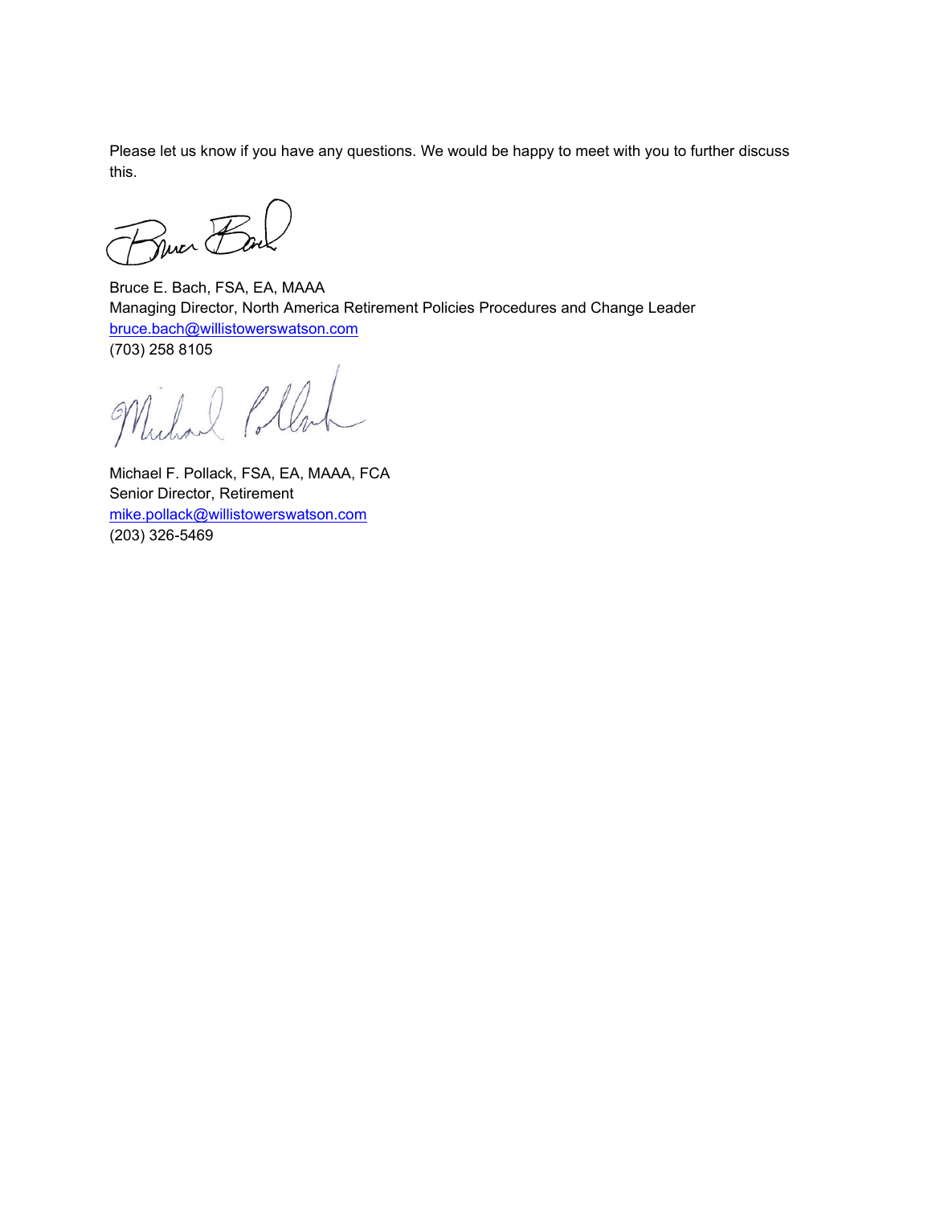Please let us know if you have any questions. We would be happy to meet with you to further discuss this.

Bruce E. Bach, FSA, EA, MAAA
Managing Director, North America Retirement Policies Procedures and Change Leader
bruce.bach@willistowerswatson.com
(703) 258 8105

Michael F. Pollack, FSA, EA, MAAA, FCA
Senior Director, Retirement
mike.pollack@willistowerswatson.com
(203) 326-5469